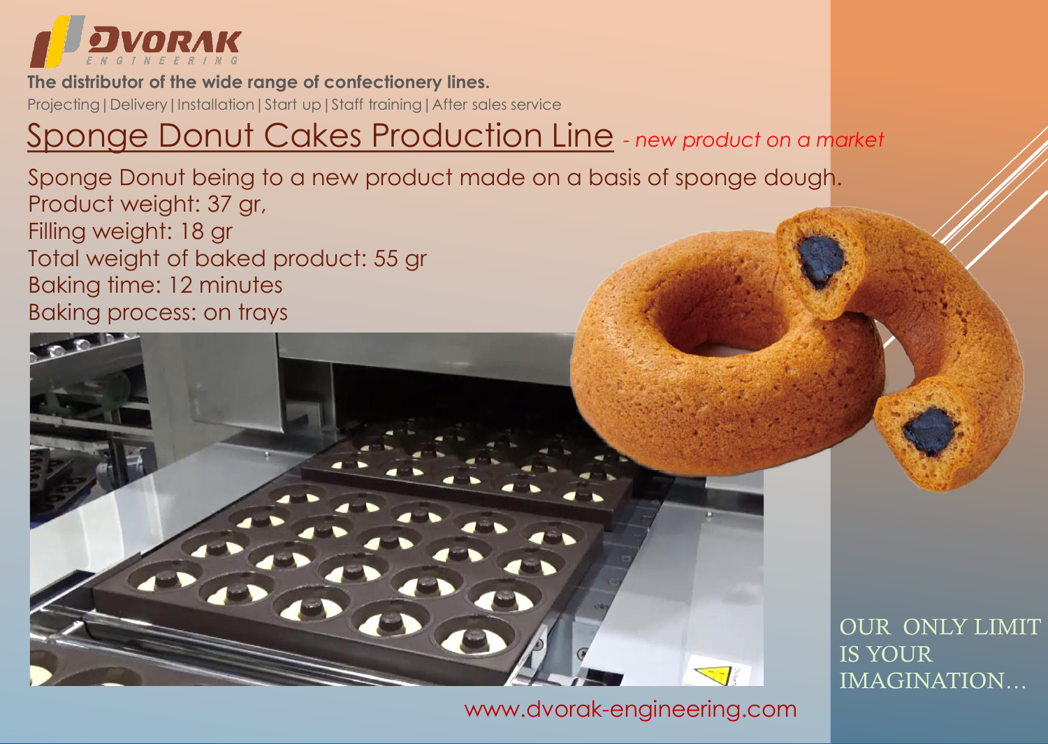# DVORAK ENGINEERING

**The distributor of the wide range of confectionery lines.**

Projecting | Delivery | Installation | Start up | Staff training | After sales service

## Sponge Donut Cakes Production Line *- new product on a market*

Sponge Donut being to a new product made on a basis of sponge dough.
Product weight: 37 gr,
Filling weight: 18 gr
Total weight of baked product: 55 gr
Baking time: 12 minutes
Baking process: on trays

OUR ONLY LIMIT IS YOUR IMAGINATION…

www.dvorak-engineering.com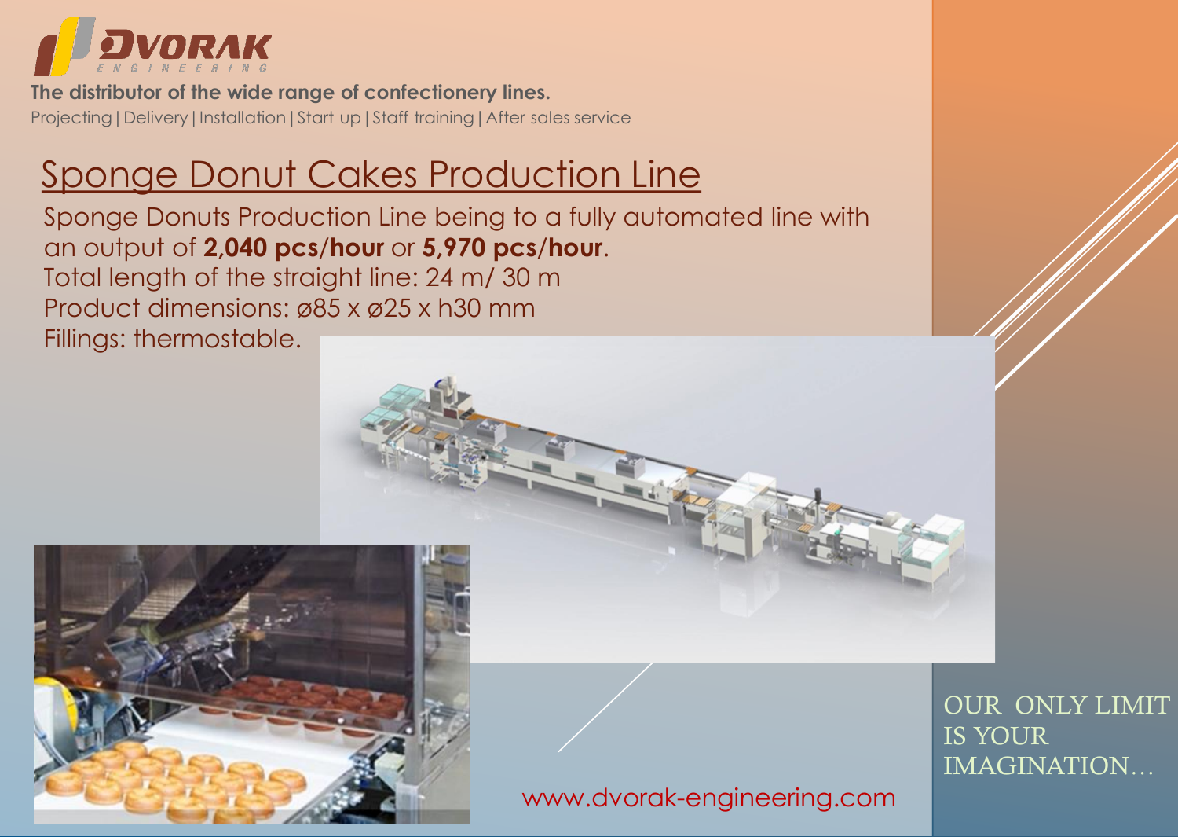**The distributor of the wide range of confectionery lines.**

Projecting | Delivery | Installation | Start up | Staff training | After sales service

# Sponge Donut Cakes Production Line

Sponge Donuts Production Line being to a fully automated line with an output of **2,040 pcs/hour** or **5,970 pcs/hour**.

Total length of the straight line: 24 m/ 30 m

Product dimensions: ø85 x ø25 x h30 mm

Fillings: thermostable.

www.dvorak-engineering.com

OUR ONLY LIMIT IS YOUR IMAGINATION…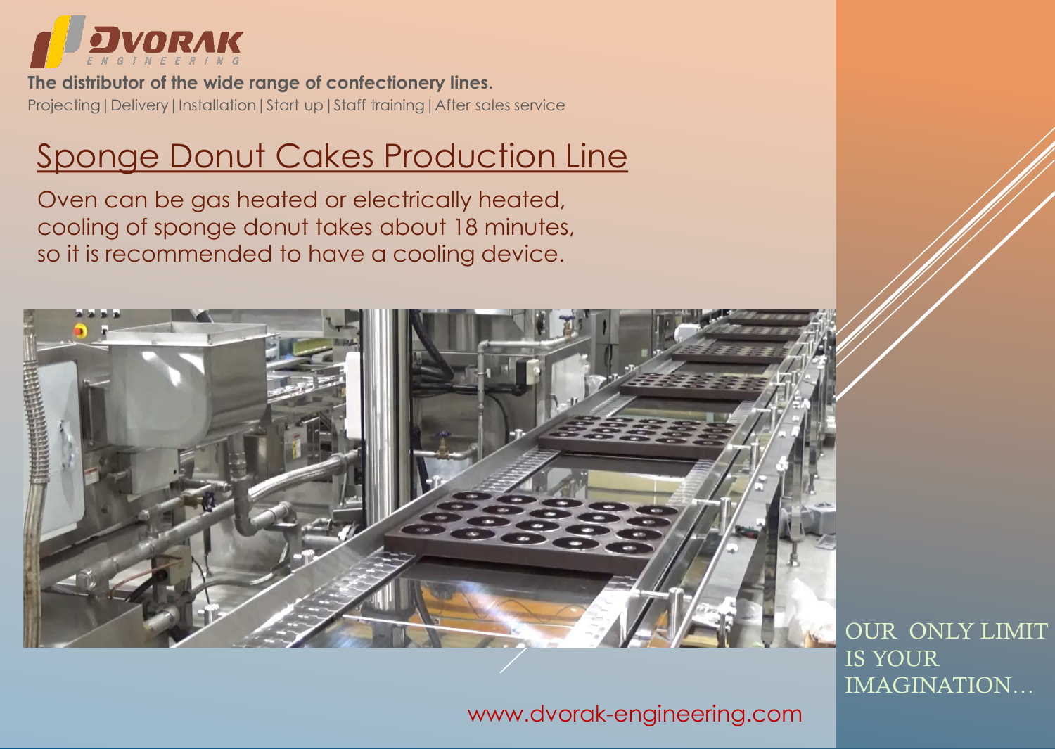DVORAK
ENGINEERING

**The distributor of the wide range of confectionery lines.**

Projecting | Delivery | Installation | Start up | Staff training | After sales service

# Sponge Donut Cakes Production Line

Oven can be gas heated or electrically heated, cooling of sponge donut takes about 18 minutes, so it is recommended to have a cooling device.

OUR ONLY LIMIT IS YOUR IMAGINATION…

www.dvorak-engineering.com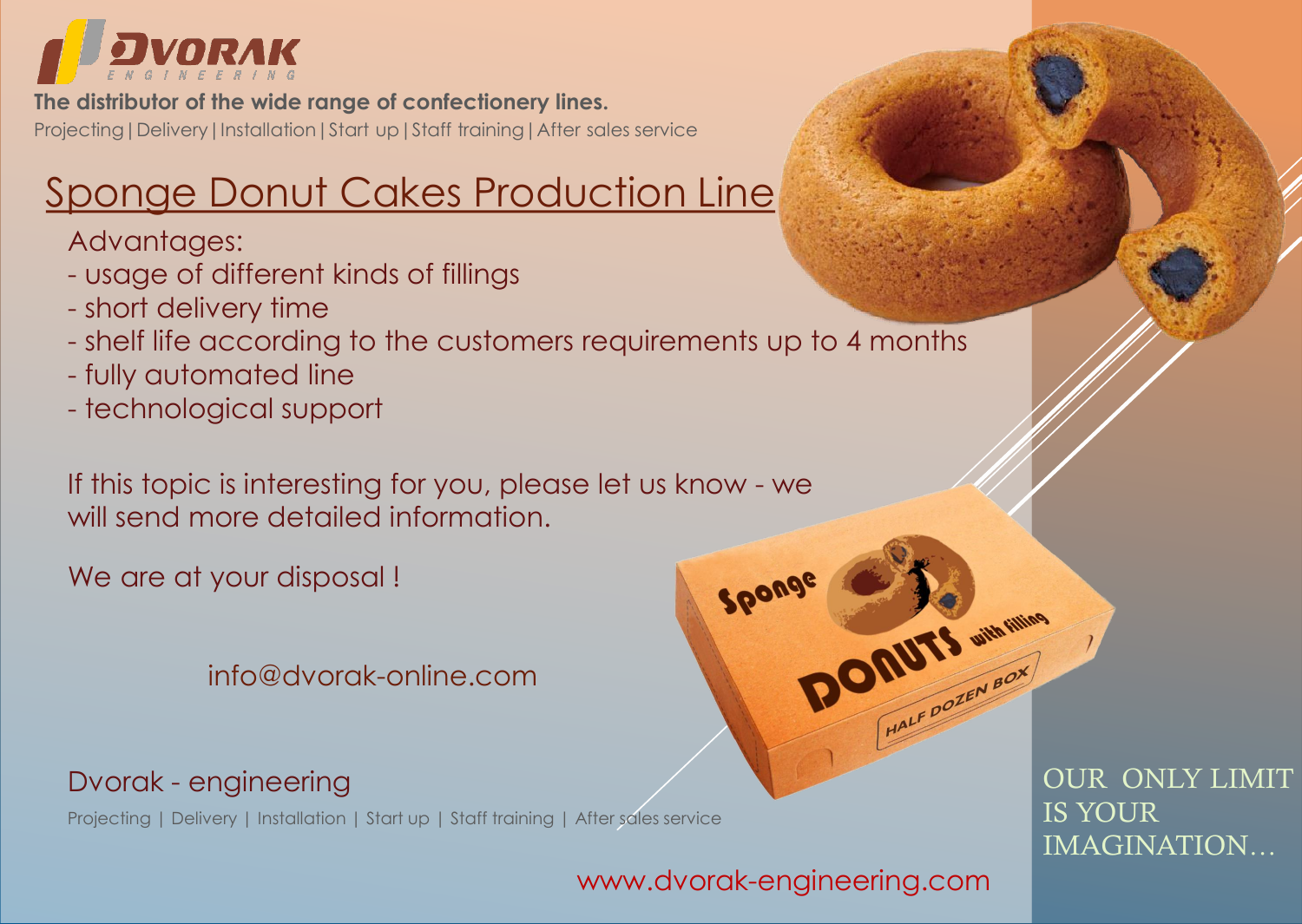DVORAK ENGINEERING

**The distributor of the wide range of confectionery lines.**

Projecting | Delivery | Installation | Start up | Staff training | After sales service

# Sponge Donut Cakes Production Line

Advantages:

- usage of different kinds of fillings
- short delivery time
- shelf life according to the customers requirements up to 4 months
- fully automated line
- technological support

If this topic is interesting for you, please let us know - we will send more detailed information.

We are at your disposal !

info@dvorak-online.com

Dvorak - engineering

Projecting | Delivery | Installation | Start up | Staff training | After sales service

www.dvorak-engineering.com

OUR ONLY LIMIT IS YOUR IMAGINATION…